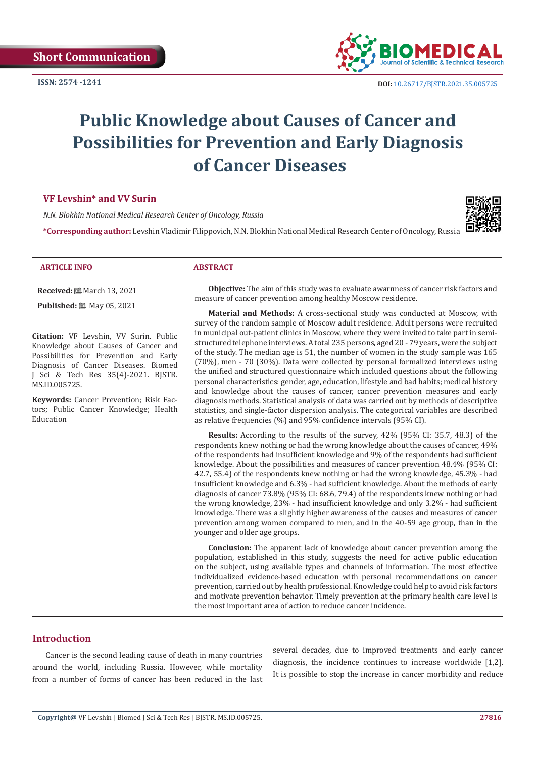Short Communication

ISSN: 2574 -1241

DOI: 10.26717/BJSTR.2021.35.005725

# Public Knowledge about Causes of Cancer and Possibilities for Prevention and Early Diagnosis of Cancer Diseases

**VF Levshin\* and VV Surin**

*N.N. Blokhin National Medical Research Center of Oncology, Russia*

**\*Corresponding author:** Levshin Vladimir Filippovich, N.N. Blokhin National Medical Research Center of Oncology, Russia

### ARTICLE INFO

**Received:** March 13, 2021

**Published:** May 05, 2021

**Citation:** VF Levshin, VV Surin. Public Knowledge about Causes of Cancer and Possibilities for Prevention and Early Diagnosis of Cancer Diseases. Biomed J Sci & Tech Res 35(4)-2021. BJSTR. MS.ID.005725.

**Keywords:** Cancer Prevention; Risk Factors; Public Cancer Knowledge; Health Education

### ABSTRACT

**Objective:** The aim of this study was to evaluate awarnness of cancer risk factors and measure of cancer prevention among healthy Moscow residence.

**Material and Methods:** A cross-sectional study was conducted at Moscow, with survey of the random sample of Moscow adult residence. Adult persons were recruited in municipal out-patient clinics in Moscow, where they were invited to take part in semi-structured telephone interviews. A total 235 persons, aged 20 - 79 years, were the subject of the study. The median age is 51, the number of women in the study sample was 165 (70%), men - 70 (30%). Data were collected by personal formalized interviews using the unified and structured questionnaire which included questions about the following personal characteristics: gender, age, education, lifestyle and bad habits; medical history and knowledge about the causes of cancer, cancer prevention measures and early diagnosis methods. Statistical analysis of data was carried out by methods of descriptive statistics, and single-factor dispersion analysis. The categorical variables are described as relative frequencies (%) and 95% confidence intervals (95% CI).

**Results:** According to the results of the survey, 42% (95% CI: 35.7, 48.3) of the respondents knew nothing or had the wrong knowledge about the causes of cancer, 49% of the respondents had insufficient knowledge and 9% of the respondents had sufficient knowledge. About the possibilities and measures of cancer prevention 48.4% (95% CI: 42.7, 55.4) of the respondents knew nothing or had the wrong knowledge, 45.3% - had insufficient knowledge and 6.3% - had sufficient knowledge. About the methods of early diagnosis of cancer 73.8% (95% CI: 68.6, 79.4) of the respondents knew nothing or had the wrong knowledge, 23% - had insufficient knowledge and only 3.2% - had sufficient knowledge. There was a slightly higher awareness of the causes and measures of cancer prevention among women compared to men, and in the 40-59 age group, than in the younger and older age groups.

**Conclusion:** The apparent lack of knowledge about cancer prevention among the population, established in this study, suggests the need for active public education on the subject, using available types and channels of information. The most effective individualized evidence-based education with personal recommendations on cancer prevention, carried out by health professional. Knowledge could help to avoid risk factors and motivate prevention behavior. Timely prevention at the primary health care level is the most important area of action to reduce cancer incidence.

## Introduction

Cancer is the second leading cause of death in many countries around the world, including Russia. However, while mortality from a number of forms of cancer has been reduced in the last several decades, due to improved treatments and early cancer diagnosis, the incidence continues to increase worldwide [1,2]. It is possible to stop the increase in cancer morbidity and reduce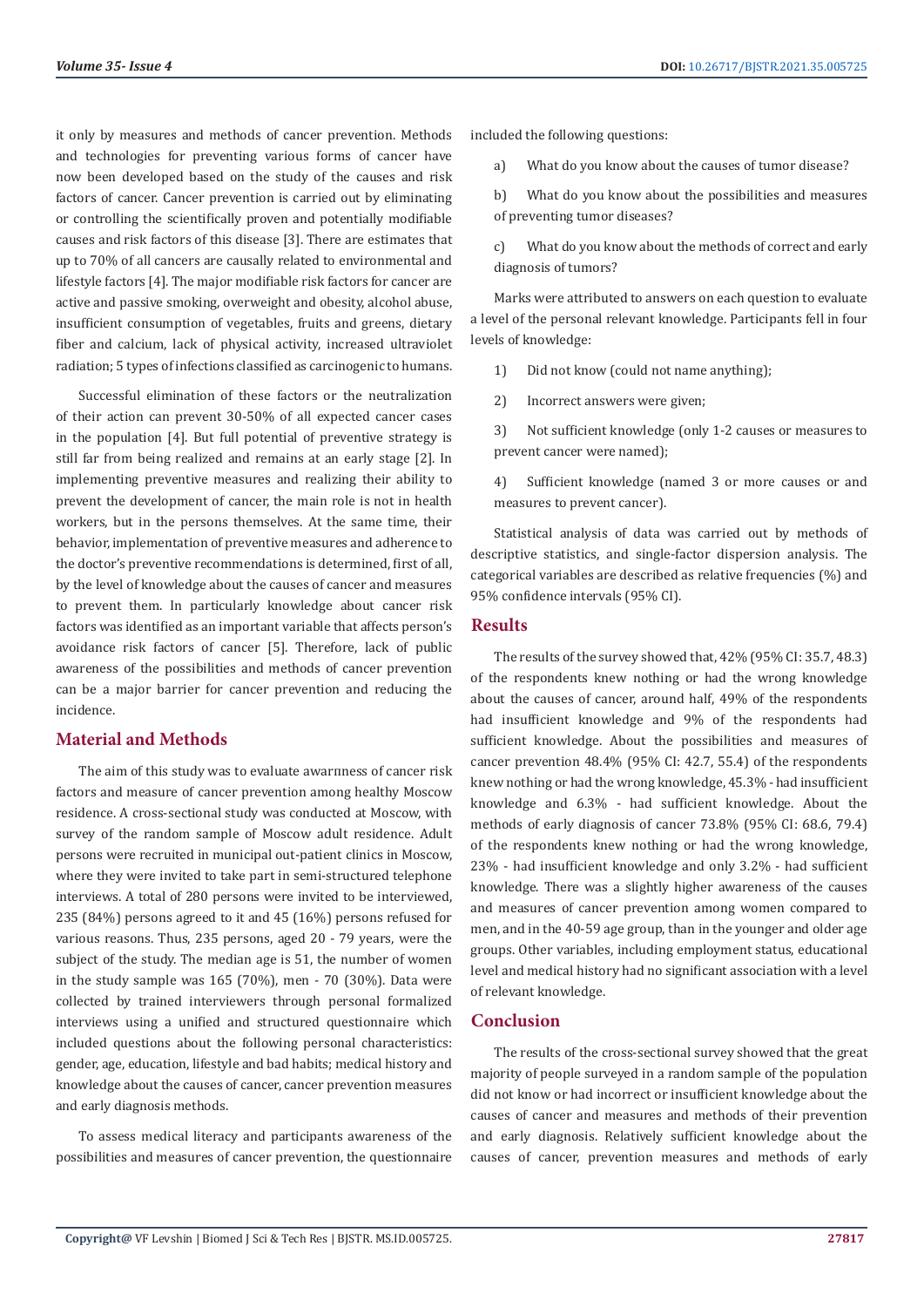it only by measures and methods of cancer prevention. Methods and technologies for preventing various forms of cancer have now been developed based on the study of the causes and risk factors of cancer. Cancer prevention is carried out by eliminating or controlling the scientifically proven and potentially modifiable causes and risk factors of this disease [3]. There are estimates that up to 70% of all cancers are causally related to environmental and lifestyle factors [4]. The major modifiable risk factors for cancer are active and passive smoking, overweight and obesity, alcohol abuse, insufficient consumption of vegetables, fruits and greens, dietary fiber and calcium, lack of physical activity, increased ultraviolet radiation; 5 types of infections classified as carcinogenic to humans.

Successful elimination of these factors or the neutralization of their action can prevent 30-50% of all expected cancer cases in the population [4]. But full potential of preventive strategy is still far from being realized and remains at an early stage [2]. In implementing preventive measures and realizing their ability to prevent the development of cancer, the main role is not in health workers, but in the persons themselves. At the same time, their behavior, implementation of preventive measures and adherence to the doctor's preventive recommendations is determined, first of all, by the level of knowledge about the causes of cancer and measures to prevent them. In particularly knowledge about cancer risk factors was identified as an important variable that affects person's avoidance risk factors of cancer [5]. Therefore, lack of public awareness of the possibilities and methods of cancer prevention can be a major barrier for cancer prevention and reducing the incidence.

## Material and Methods

The aim of this study was to evaluate awarnness of cancer risk factors and measure of cancer prevention among healthy Moscow residence. A cross-sectional study was conducted at Moscow, with survey of the random sample of Moscow adult residence. Adult persons were recruited in municipal out-patient clinics in Moscow, where they were invited to take part in semi-structured telephone interviews. A total of 280 persons were invited to be interviewed, 235 (84%) persons agreed to it and 45 (16%) persons refused for various reasons. Thus, 235 persons, aged 20 - 79 years, were the subject of the study. The median age is 51, the number of women in the study sample was 165 (70%), men - 70 (30%). Data were collected by trained interviewers through personal formalized interviews using a unified and structured questionnaire which included questions about the following personal characteristics: gender, age, education, lifestyle and bad habits; medical history and knowledge about the causes of cancer, cancer prevention measures and early diagnosis methods.

To assess medical literacy and participants awareness of the possibilities and measures of cancer prevention, the questionnaire included the following questions:

a) What do you know about the causes of tumor disease?

b) What do you know about the possibilities and measures of preventing tumor diseases?

c) What do you know about the methods of correct and early diagnosis of tumors?

Marks were attributed to answers on each question to evaluate a level of the personal relevant knowledge. Participants fell in four levels of knowledge:

1) Did not know (could not name anything);

2) Incorrect answers were given;

3) Not sufficient knowledge (only 1-2 causes or measures to prevent cancer were named);

4) Sufficient knowledge (named 3 or more causes or and measures to prevent cancer).

Statistical analysis of data was carried out by methods of descriptive statistics, and single-factor dispersion analysis. The categorical variables are described as relative frequencies (%) and 95% confidence intervals (95% CI).

## Results

The results of the survey showed that, 42% (95% CI: 35.7, 48.3) of the respondents knew nothing or had the wrong knowledge about the causes of cancer, around half, 49% of the respondents had insufficient knowledge and 9% of the respondents had sufficient knowledge. About the possibilities and measures of cancer prevention 48.4% (95% CI: 42.7, 55.4) of the respondents knew nothing or had the wrong knowledge, 45.3% - had insufficient knowledge and 6.3% - had sufficient knowledge. About the methods of early diagnosis of cancer 73.8% (95% CI: 68.6, 79.4) of the respondents knew nothing or had the wrong knowledge, 23% - had insufficient knowledge and only 3.2% - had sufficient knowledge. There was a slightly higher awareness of the causes and measures of cancer prevention among women compared to men, and in the 40-59 age group, than in the younger and older age groups. Other variables, including employment status, educational level and medical history had no significant association with a level of relevant knowledge.

## Conclusion

The results of the cross-sectional survey showed that the great majority of people surveyed in a random sample of the population did not know or had incorrect or insufficient knowledge about the causes of cancer and measures and methods of their prevention and early diagnosis. Relatively sufficient knowledge about the causes of cancer, prevention measures and methods of early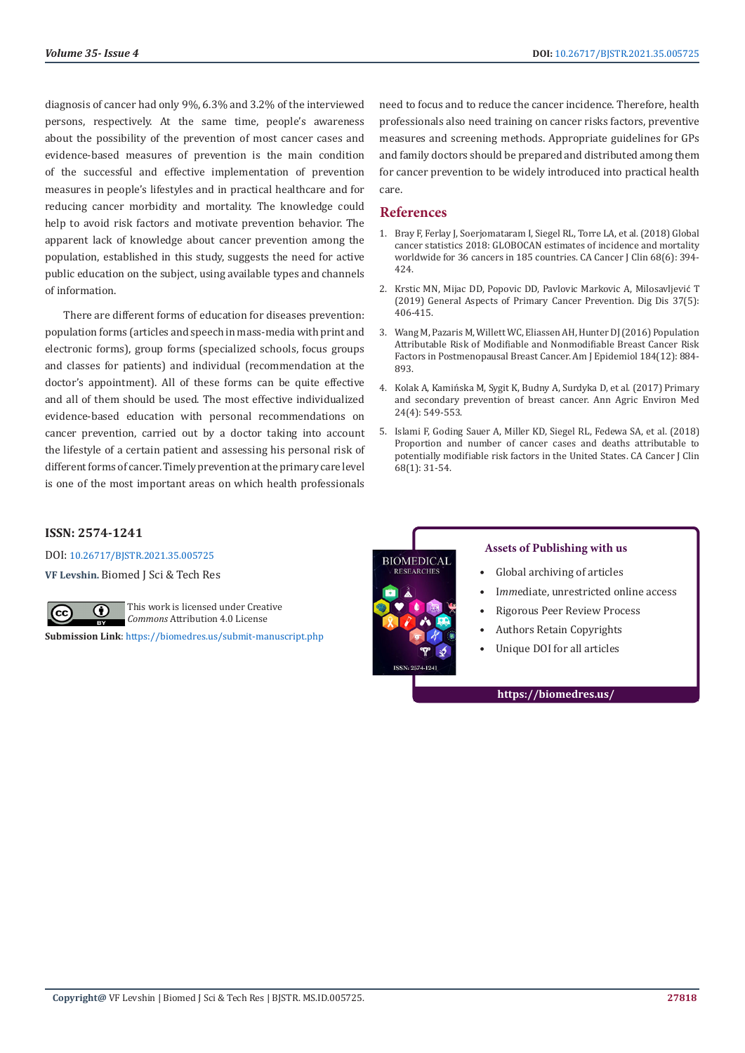diagnosis of cancer had only 9%, 6.3% and 3.2% of the interviewed persons, respectively. At the same time, people's awareness about the possibility of the prevention of most cancer cases and evidence-based measures of prevention is the main condition of the successful and effective implementation of prevention measures in people's lifestyles and in practical healthcare and for reducing cancer morbidity and mortality. The knowledge could help to avoid risk factors and motivate prevention behavior. The apparent lack of knowledge about cancer prevention among the population, established in this study, suggests the need for active public education on the subject, using available types and channels of information.

There are different forms of education for diseases prevention: population forms (articles and speech in mass-media with print and electronic forms), group forms (specialized schools, focus groups and classes for patients) and individual (recommendation at the doctor's appointment). All of these forms can be quite effective and all of them should be used. The most effective individualized evidence-based education with personal recommendations on cancer prevention, carried out by a doctor taking into account the lifestyle of a certain patient and assessing his personal risk of different forms of cancer. Timely prevention at the primary care level is one of the most important areas on which health professionals need to focus and to reduce the cancer incidence. Therefore, health professionals also need training on cancer risks factors, preventive measures and screening methods. Appropriate guidelines for GPs and family doctors should be prepared and distributed among them for cancer prevention to be widely introduced into practical health care.

## References

1. Bray F, Ferlay J, Soerjomataram I, Siegel RL, Torre LA, et al. (2018) Global cancer statistics 2018: GLOBOCAN estimates of incidence and mortality worldwide for 36 cancers in 185 countries. CA Cancer J Clin 68(6): 394-424.
2. Krstic MN, Mijac DD, Popovic DD, Pavlovic Markovic A, Milosavljević T (2019) General Aspects of Primary Cancer Prevention. Dig Dis 37(5): 406-415.
3. Wang M, Pazaris M, Willett WC, Eliassen AH, Hunter DJ (2016) Population Attributable Risk of Modifiable and Nonmodifiable Breast Cancer Risk Factors in Postmenopausal Breast Cancer. Am J Epidemiol 184(12): 884-893.
4. Kolak A, Kamińska M, Sygit K, Budny A, Surdyka D, et al. (2017) Primary and secondary prevention of breast cancer. Ann Agric Environ Med 24(4): 549-553.
5. Islami F, Goding Sauer A, Miller KD, Siegel RL, Fedewa SA, et al. (2018) Proportion and number of cancer cases and deaths attributable to potentially modifiable risk factors in the United States. CA Cancer J Clin 68(1): 31-54.

**ISSN: 2574-1241**

DOI: 10.26717/BJSTR.2021.35.005725

**VF Levshin.** Biomed J Sci & Tech Res

This work is licensed under Creative *Commons* Attribution 4.0 License

**Submission Link**: https://biomedres.us/submit-manuscript.php

**Assets of Publishing with us**

- Global archiving of articles
- Immediate, unrestricted online access
- Rigorous Peer Review Process
- Authors Retain Copyrights
- Unique DOI for all articles

**https://biomedres.us/**